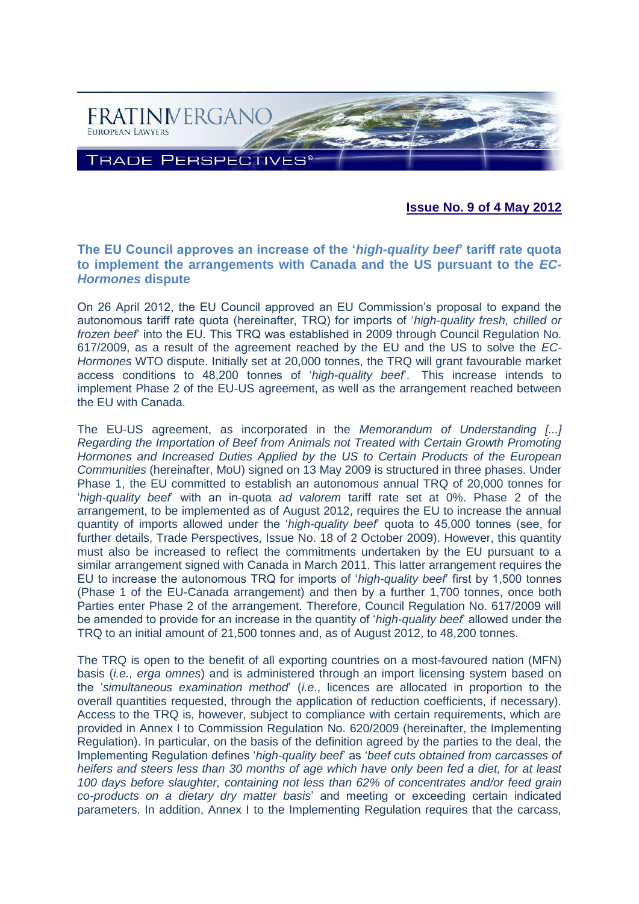**Issue No. 9 of 4 May 2012**

## The EU Council approves an increase of the '*high-quality beef*' tariff rate quota to implement the arrangements with Canada and the US pursuant to the *EC-Hormones* dispute

On 26 April 2012, the EU Council approved an EU Commission's proposal to expand the autonomous tariff rate quota (hereinafter, TRQ) for imports of '*high-quality fresh, chilled or frozen beef*' into the EU. This TRQ was established in 2009 through Council Regulation No. 617/2009, as a result of the agreement reached by the EU and the US to solve the *EC-Hormones* WTO dispute. Initially set at 20,000 tonnes, the TRQ will grant favourable market access conditions to 48,200 tonnes of '*high-quality beef*'. This increase intends to implement Phase 2 of the EU-US agreement, as well as the arrangement reached between the EU with Canada.

The EU-US agreement, as incorporated in the *Memorandum of Understanding [...] Regarding the Importation of Beef from Animals not Treated with Certain Growth Promoting Hormones and Increased Duties Applied by the US to Certain Products of the European Communities* (hereinafter, MoU) signed on 13 May 2009 is structured in three phases. Under Phase 1, the EU committed to establish an autonomous annual TRQ of 20,000 tonnes for '*high-quality beef*' with an in-quota *ad valorem* tariff rate set at 0%. Phase 2 of the arrangement, to be implemented as of August 2012, requires the EU to increase the annual quantity of imports allowed under the '*high-quality beef*' quota to 45,000 tonnes (see, for further details, Trade Perspectives, Issue No. 18 of 2 October 2009). However, this quantity must also be increased to reflect the commitments undertaken by the EU pursuant to a similar arrangement signed with Canada in March 2011. This latter arrangement requires the EU to increase the autonomous TRQ for imports of '*high-quality beef*' first by 1,500 tonnes (Phase 1 of the EU-Canada arrangement) and then by a further 1,700 tonnes, once both Parties enter Phase 2 of the arrangement. Therefore, Council Regulation No. 617/2009 will be amended to provide for an increase in the quantity of '*high-quality beef*' allowed under the TRQ to an initial amount of 21,500 tonnes and, as of August 2012, to 48,200 tonnes.

The TRQ is open to the benefit of all exporting countries on a most-favoured nation (MFN) basis (*i.e.*, *erga omnes*) and is administered through an import licensing system based on the '*simultaneous examination method*' (*i.e.*, licences are allocated in proportion to the overall quantities requested, through the application of reduction coefficients, if necessary). Access to the TRQ is, however, subject to compliance with certain requirements, which are provided in Annex I to Commission Regulation No. 620/2009 (hereinafter, the Implementing Regulation). In particular, on the basis of the definition agreed by the parties to the deal, the Implementing Regulation defines '*high-quality beef*' as '*beef cuts obtained from carcasses of heifers and steers less than 30 months of age which have only been fed a diet, for at least 100 days before slaughter, containing not less than 62% of concentrates and/or feed grain co-products on a dietary dry matter basis*' and meeting or exceeding certain indicated parameters. In addition, Annex I to the Implementing Regulation requires that the carcass,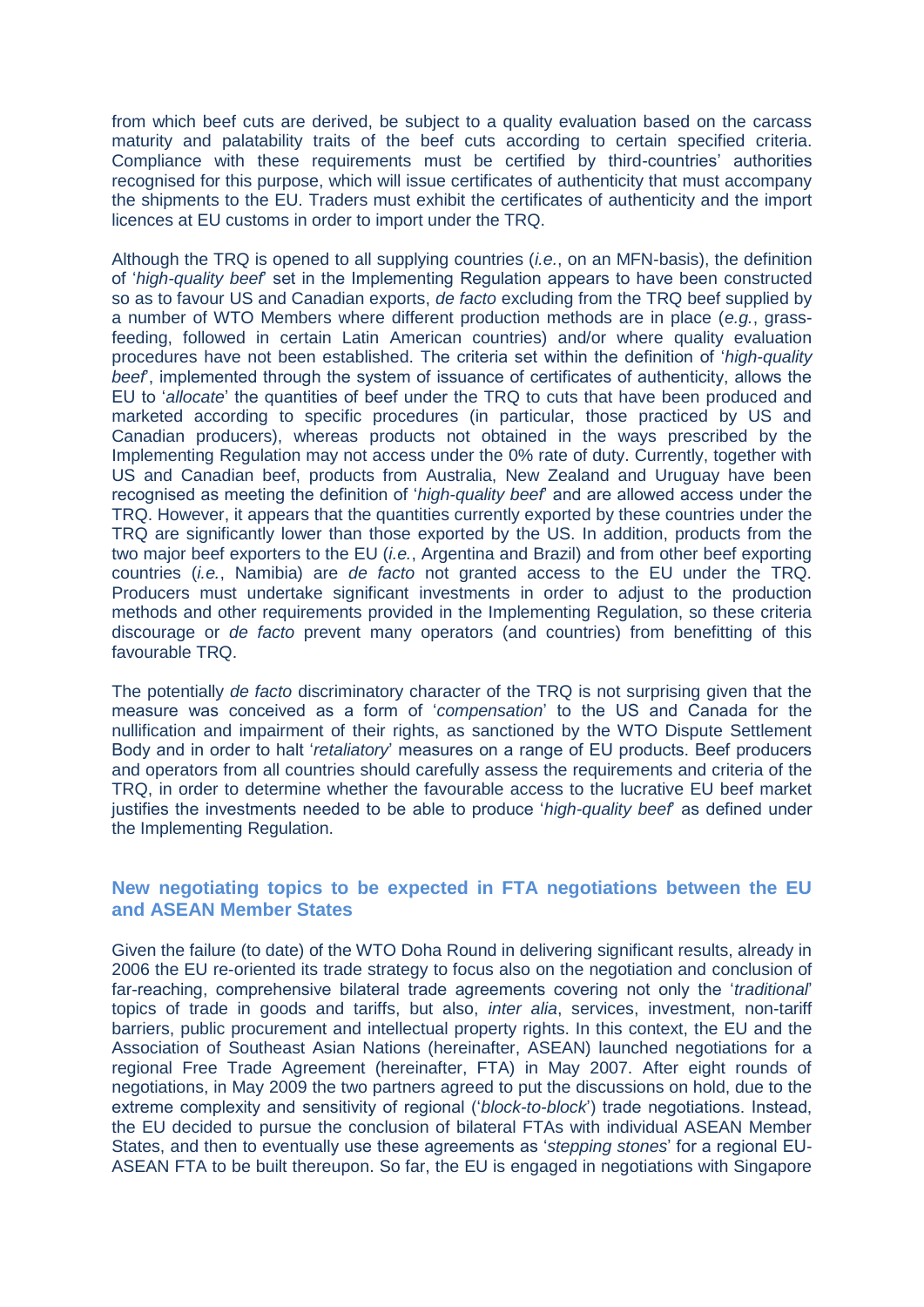from which beef cuts are derived, be subject to a quality evaluation based on the carcass maturity and palatability traits of the beef cuts according to certain specified criteria. Compliance with these requirements must be certified by third-countries' authorities recognised for this purpose, which will issue certificates of authenticity that must accompany the shipments to the EU. Traders must exhibit the certificates of authenticity and the import licences at EU customs in order to import under the TRQ.

Although the TRQ is opened to all supplying countries (*i.e.*, on an MFN-basis), the definition of '*high-quality beef*' set in the Implementing Regulation appears to have been constructed so as to favour US and Canadian exports, *de facto* excluding from the TRQ beef supplied by a number of WTO Members where different production methods are in place (*e.g.*, grass-feeding, followed in certain Latin American countries) and/or where quality evaluation procedures have not been established. The criteria set within the definition of '*high-quality beef*', implemented through the system of issuance of certificates of authenticity, allows the EU to '*allocate*' the quantities of beef under the TRQ to cuts that have been produced and marketed according to specific procedures (in particular, those practiced by US and Canadian producers), whereas products not obtained in the ways prescribed by the Implementing Regulation may not access under the 0% rate of duty. Currently, together with US and Canadian beef, products from Australia, New Zealand and Uruguay have been recognised as meeting the definition of '*high-quality beef*' and are allowed access under the TRQ. However, it appears that the quantities currently exported by these countries under the TRQ are significantly lower than those exported by the US. In addition, products from the two major beef exporters to the EU (*i.e.*, Argentina and Brazil) and from other beef exporting countries (*i.e.*, Namibia) are *de facto* not granted access to the EU under the TRQ. Producers must undertake significant investments in order to adjust to the production methods and other requirements provided in the Implementing Regulation, so these criteria discourage or *de facto* prevent many operators (and countries) from benefitting of this favourable TRQ.

The potentially *de facto* discriminatory character of the TRQ is not surprising given that the measure was conceived as a form of '*compensation*' to the US and Canada for the nullification and impairment of their rights, as sanctioned by the WTO Dispute Settlement Body and in order to halt '*retaliatory*' measures on a range of EU products. Beef producers and operators from all countries should carefully assess the requirements and criteria of the TRQ, in order to determine whether the favourable access to the lucrative EU beef market justifies the investments needed to be able to produce '*high-quality beef*' as defined under the Implementing Regulation.

## New negotiating topics to be expected in FTA negotiations between the EU and ASEAN Member States

Given the failure (to date) of the WTO Doha Round in delivering significant results, already in 2006 the EU re-oriented its trade strategy to focus also on the negotiation and conclusion of far-reaching, comprehensive bilateral trade agreements covering not only the '*traditional*' topics of trade in goods and tariffs, but also, *inter alia*, services, investment, non-tariff barriers, public procurement and intellectual property rights. In this context, the EU and the Association of Southeast Asian Nations (hereinafter, ASEAN) launched negotiations for a regional Free Trade Agreement (hereinafter, FTA) in May 2007. After eight rounds of negotiations, in May 2009 the two partners agreed to put the discussions on hold, due to the extreme complexity and sensitivity of regional ('*block-to-block*') trade negotiations. Instead, the EU decided to pursue the conclusion of bilateral FTAs with individual ASEAN Member States, and then to eventually use these agreements as '*stepping stones*' for a regional EU-ASEAN FTA to be built thereupon. So far, the EU is engaged in negotiations with Singapore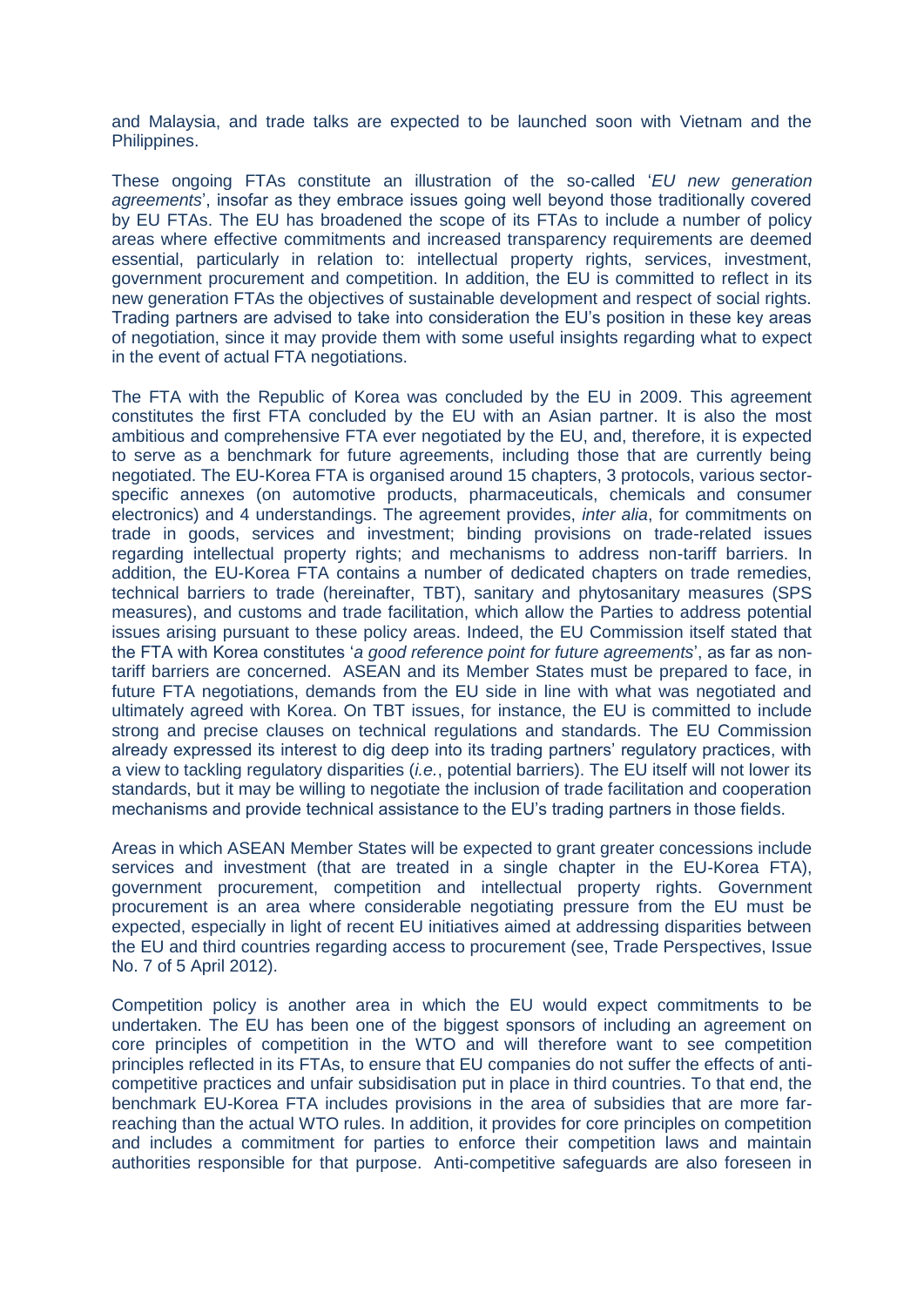and Malaysia, and trade talks are expected to be launched soon with Vietnam and the Philippines.

These ongoing FTAs constitute an illustration of the so-called '*EU new generation agreements*', insofar as they embrace issues going well beyond those traditionally covered by EU FTAs. The EU has broadened the scope of its FTAs to include a number of policy areas where effective commitments and increased transparency requirements are deemed essential, particularly in relation to: intellectual property rights, services, investment, government procurement and competition. In addition, the EU is committed to reflect in its new generation FTAs the objectives of sustainable development and respect of social rights. Trading partners are advised to take into consideration the EU's position in these key areas of negotiation, since it may provide them with some useful insights regarding what to expect in the event of actual FTA negotiations.

The FTA with the Republic of Korea was concluded by the EU in 2009. This agreement constitutes the first FTA concluded by the EU with an Asian partner. It is also the most ambitious and comprehensive FTA ever negotiated by the EU, and, therefore, it is expected to serve as a benchmark for future agreements, including those that are currently being negotiated. The EU-Korea FTA is organised around 15 chapters, 3 protocols, various sector-specific annexes (on automotive products, pharmaceuticals, chemicals and consumer electronics) and 4 understandings. The agreement provides, *inter alia*, for commitments on trade in goods, services and investment; binding provisions on trade-related issues regarding intellectual property rights; and mechanisms to address non-tariff barriers. In addition, the EU-Korea FTA contains a number of dedicated chapters on trade remedies, technical barriers to trade (hereinafter, TBT), sanitary and phytosanitary measures (SPS measures), and customs and trade facilitation, which allow the Parties to address potential issues arising pursuant to these policy areas. Indeed, the EU Commission itself stated that the FTA with Korea constitutes '*a good reference point for future agreements*', as far as non-tariff barriers are concerned. ASEAN and its Member States must be prepared to face, in future FTA negotiations, demands from the EU side in line with what was negotiated and ultimately agreed with Korea. On TBT issues, for instance, the EU is committed to include strong and precise clauses on technical regulations and standards. The EU Commission already expressed its interest to dig deep into its trading partners' regulatory practices, with a view to tackling regulatory disparities (*i.e.*, potential barriers). The EU itself will not lower its standards, but it may be willing to negotiate the inclusion of trade facilitation and cooperation mechanisms and provide technical assistance to the EU's trading partners in those fields.

Areas in which ASEAN Member States will be expected to grant greater concessions include services and investment (that are treated in a single chapter in the EU-Korea FTA), government procurement, competition and intellectual property rights. Government procurement is an area where considerable negotiating pressure from the EU must be expected, especially in light of recent EU initiatives aimed at addressing disparities between the EU and third countries regarding access to procurement (see, Trade Perspectives, Issue No. 7 of 5 April 2012).

Competition policy is another area in which the EU would expect commitments to be undertaken. The EU has been one of the biggest sponsors of including an agreement on core principles of competition in the WTO and will therefore want to see competition principles reflected in its FTAs, to ensure that EU companies do not suffer the effects of anti-competitive practices and unfair subsidisation put in place in third countries. To that end, the benchmark EU-Korea FTA includes provisions in the area of subsidies that are more far-reaching than the actual WTO rules. In addition, it provides for core principles on competition and includes a commitment for parties to enforce their competition laws and maintain authorities responsible for that purpose. Anti-competitive safeguards are also foreseen in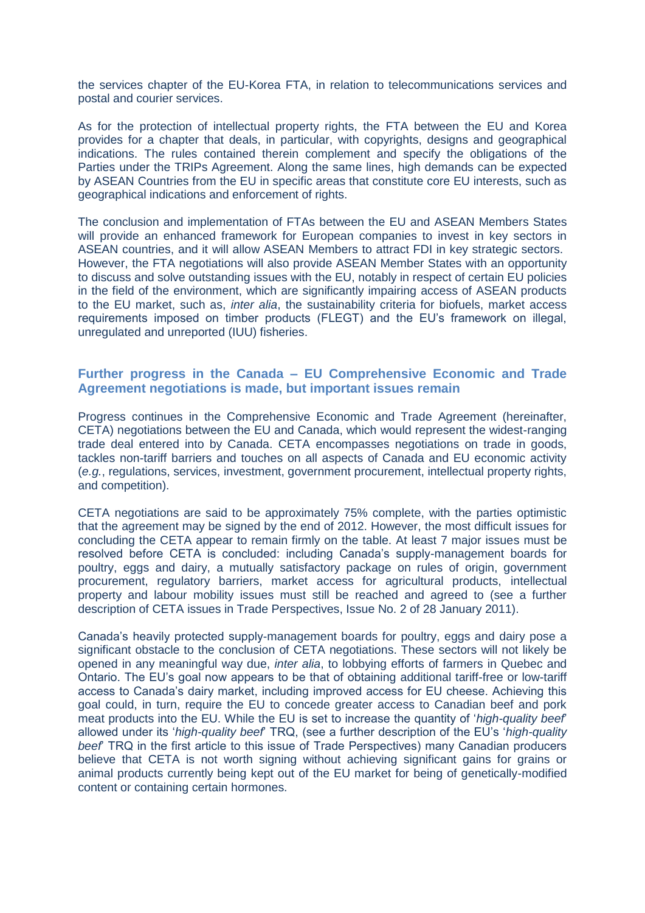the services chapter of the EU-Korea FTA, in relation to telecommunications services and postal and courier services.

As for the protection of intellectual property rights, the FTA between the EU and Korea provides for a chapter that deals, in particular, with copyrights, designs and geographical indications. The rules contained therein complement and specify the obligations of the Parties under the TRIPs Agreement. Along the same lines, high demands can be expected by ASEAN Countries from the EU in specific areas that constitute core EU interests, such as geographical indications and enforcement of rights.

The conclusion and implementation of FTAs between the EU and ASEAN Members States will provide an enhanced framework for European companies to invest in key sectors in ASEAN countries, and it will allow ASEAN Members to attract FDI in key strategic sectors. However, the FTA negotiations will also provide ASEAN Member States with an opportunity to discuss and solve outstanding issues with the EU, notably in respect of certain EU policies in the field of the environment, which are significantly impairing access of ASEAN products to the EU market, such as, *inter alia*, the sustainability criteria for biofuels, market access requirements imposed on timber products (FLEGT) and the EU's framework on illegal, unregulated and unreported (IUU) fisheries.

## Further progress in the Canada – EU Comprehensive Economic and Trade Agreement negotiations is made, but important issues remain

Progress continues in the Comprehensive Economic and Trade Agreement (hereinafter, CETA) negotiations between the EU and Canada, which would represent the widest-ranging trade deal entered into by Canada. CETA encompasses negotiations on trade in goods, tackles non-tariff barriers and touches on all aspects of Canada and EU economic activity (*e.g.*, regulations, services, investment, government procurement, intellectual property rights, and competition).

CETA negotiations are said to be approximately 75% complete, with the parties optimistic that the agreement may be signed by the end of 2012. However, the most difficult issues for concluding the CETA appear to remain firmly on the table. At least 7 major issues must be resolved before CETA is concluded: including Canada's supply-management boards for poultry, eggs and dairy, a mutually satisfactory package on rules of origin, government procurement, regulatory barriers, market access for agricultural products, intellectual property and labour mobility issues must still be reached and agreed to (see a further description of CETA issues in Trade Perspectives, Issue No. 2 of 28 January 2011).

Canada's heavily protected supply-management boards for poultry, eggs and dairy pose a significant obstacle to the conclusion of CETA negotiations. These sectors will not likely be opened in any meaningful way due, *inter alia*, to lobbying efforts of farmers in Quebec and Ontario. The EU's goal now appears to be that of obtaining additional tariff-free or low-tariff access to Canada's dairy market, including improved access for EU cheese. Achieving this goal could, in turn, require the EU to concede greater access to Canadian beef and pork meat products into the EU. While the EU is set to increase the quantity of '*high-quality beef*' allowed under its '*high-quality beef*' TRQ, (see a further description of the EU's '*high-quality beef*' TRQ in the first article to this issue of Trade Perspectives) many Canadian producers believe that CETA is not worth signing without achieving significant gains for grains or animal products currently being kept out of the EU market for being of genetically-modified content or containing certain hormones.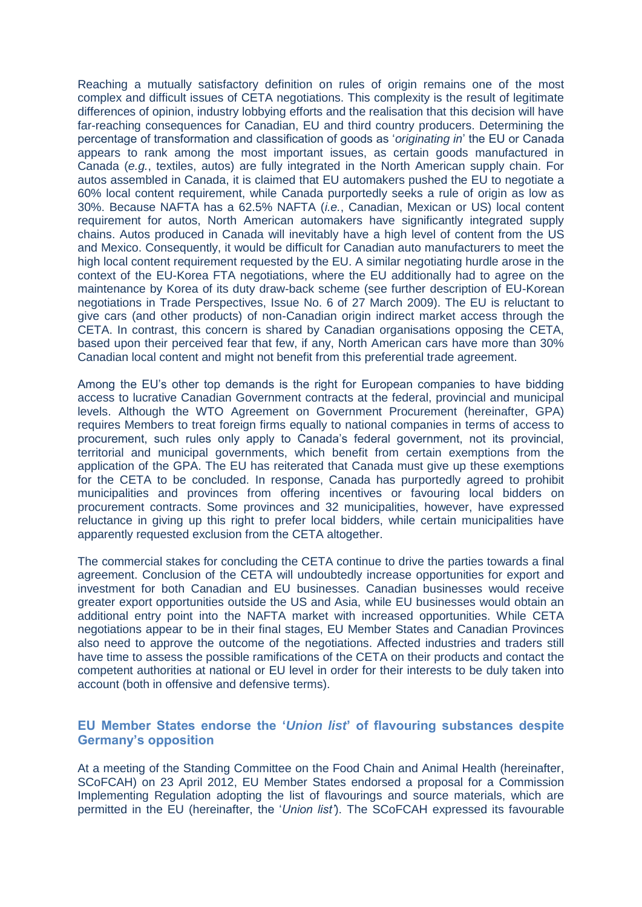Reaching a mutually satisfactory definition on rules of origin remains one of the most complex and difficult issues of CETA negotiations. This complexity is the result of legitimate differences of opinion, industry lobbying efforts and the realisation that this decision will have far-reaching consequences for Canadian, EU and third country producers. Determining the percentage of transformation and classification of goods as '*originating in*' the EU or Canada appears to rank among the most important issues, as certain goods manufactured in Canada (*e.g.*, textiles, autos) are fully integrated in the North American supply chain. For autos assembled in Canada, it is claimed that EU automakers pushed the EU to negotiate a 60% local content requirement, while Canada purportedly seeks a rule of origin as low as 30%. Because NAFTA has a 62.5% NAFTA (*i.e.*, Canadian, Mexican or US) local content requirement for autos, North American automakers have significantly integrated supply chains. Autos produced in Canada will inevitably have a high level of content from the US and Mexico. Consequently, it would be difficult for Canadian auto manufacturers to meet the high local content requirement requested by the EU. A similar negotiating hurdle arose in the context of the EU-Korea FTA negotiations, where the EU additionally had to agree on the maintenance by Korea of its duty draw-back scheme (see further description of EU-Korean negotiations in Trade Perspectives, Issue No. 6 of 27 March 2009). The EU is reluctant to give cars (and other products) of non-Canadian origin indirect market access through the CETA. In contrast, this concern is shared by Canadian organisations opposing the CETA, based upon their perceived fear that few, if any, North American cars have more than 30% Canadian local content and might not benefit from this preferential trade agreement.

Among the EU's other top demands is the right for European companies to have bidding access to lucrative Canadian Government contracts at the federal, provincial and municipal levels. Although the WTO Agreement on Government Procurement (hereinafter, GPA) requires Members to treat foreign firms equally to national companies in terms of access to procurement, such rules only apply to Canada's federal government, not its provincial, territorial and municipal governments, which benefit from certain exemptions from the application of the GPA. The EU has reiterated that Canada must give up these exemptions for the CETA to be concluded. In response, Canada has purportedly agreed to prohibit municipalities and provinces from offering incentives or favouring local bidders on procurement contracts. Some provinces and 32 municipalities, however, have expressed reluctance in giving up this right to prefer local bidders, while certain municipalities have apparently requested exclusion from the CETA altogether.

The commercial stakes for concluding the CETA continue to drive the parties towards a final agreement. Conclusion of the CETA will undoubtedly increase opportunities for export and investment for both Canadian and EU businesses. Canadian businesses would receive greater export opportunities outside the US and Asia, while EU businesses would obtain an additional entry point into the NAFTA market with increased opportunities. While CETA negotiations appear to be in their final stages, EU Member States and Canadian Provinces also need to approve the outcome of the negotiations. Affected industries and traders still have time to assess the possible ramifications of the CETA on their products and contact the competent authorities at national or EU level in order for their interests to be duly taken into account (both in offensive and defensive terms).

## EU Member States endorse the '*Union list*' of flavouring substances despite Germany's opposition

At a meeting of the Standing Committee on the Food Chain and Animal Health (hereinafter, SCoFCAH) on 23 April 2012, EU Member States endorsed a proposal for a Commission Implementing Regulation adopting the list of flavourings and source materials, which are permitted in the EU (hereinafter, the '*Union list*'). The SCoFCAH expressed its favourable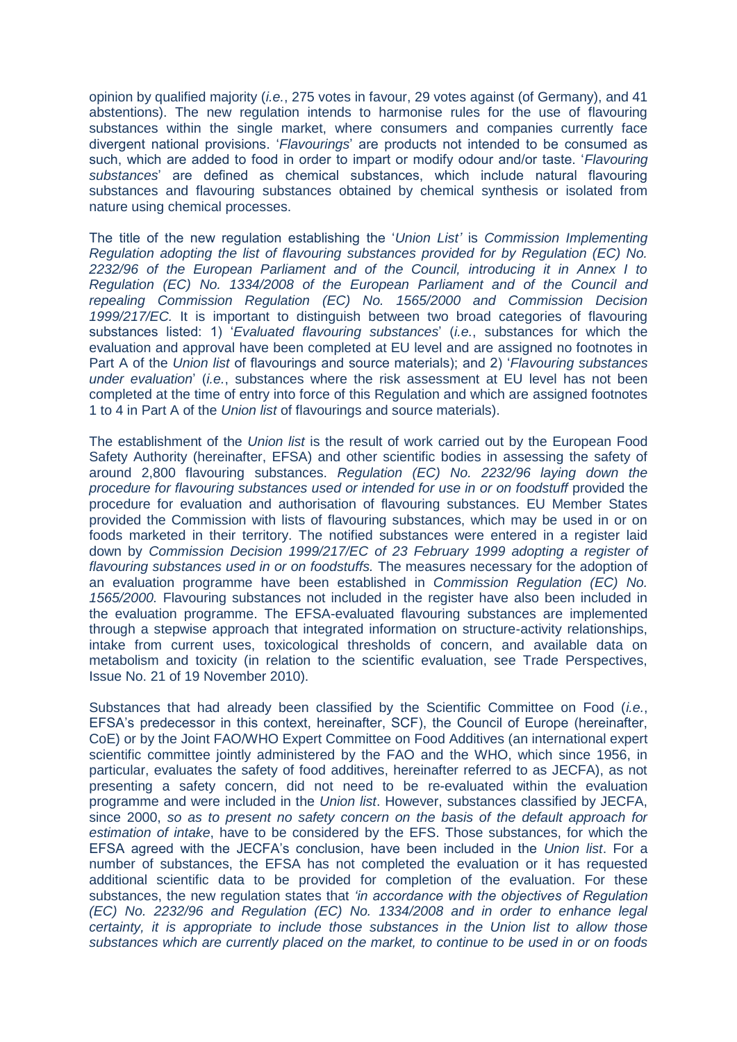opinion by qualified majority (*i.e.*, 275 votes in favour, 29 votes against (of Germany), and 41 abstentions). The new regulation intends to harmonise rules for the use of flavouring substances within the single market, where consumers and companies currently face divergent national provisions. '*Flavourings*' are products not intended to be consumed as such, which are added to food in order to impart or modify odour and/or taste. '*Flavouring substances*' are defined as chemical substances, which include natural flavouring substances and flavouring substances obtained by chemical synthesis or isolated from nature using chemical processes.

The title of the new regulation establishing the '*Union List'* is *Commission Implementing Regulation adopting the list of flavouring substances provided for by Regulation (EC) No. 2232/96 of the European Parliament and of the Council, introducing it in Annex I to Regulation (EC) No. 1334/2008 of the European Parliament and of the Council and repealing Commission Regulation (EC) No. 1565/2000 and Commission Decision 1999/217/EC.* It is important to distinguish between two broad categories of flavouring substances listed: 1) '*Evaluated flavouring substances*' (*i.e.*, substances for which the evaluation and approval have been completed at EU level and are assigned no footnotes in Part A of the *Union list* of flavourings and source materials); and 2) '*Flavouring substances under evaluation*' (*i.e.*, substances where the risk assessment at EU level has not been completed at the time of entry into force of this Regulation and which are assigned footnotes 1 to 4 in Part A of the *Union list* of flavourings and source materials).

The establishment of the *Union list* is the result of work carried out by the European Food Safety Authority (hereinafter, EFSA) and other scientific bodies in assessing the safety of around 2,800 flavouring substances. *Regulation (EC) No. 2232/96 laying down the procedure for flavouring substances used or intended for use in or on foodstuff* provided the procedure for evaluation and authorisation of flavouring substances. EU Member States provided the Commission with lists of flavouring substances, which may be used in or on foods marketed in their territory. The notified substances were entered in a register laid down by *Commission Decision 1999/217/EC of 23 February 1999 adopting a register of flavouring substances used in or on foodstuffs.* The measures necessary for the adoption of an evaluation programme have been established in *Commission Regulation (EC) No. 1565/2000.* Flavouring substances not included in the register have also been included in the evaluation programme. The EFSA-evaluated flavouring substances are implemented through a stepwise approach that integrated information on structure-activity relationships, intake from current uses, toxicological thresholds of concern, and available data on metabolism and toxicity (in relation to the scientific evaluation, see Trade Perspectives, Issue No. 21 of 19 November 2010).

Substances that had already been classified by the Scientific Committee on Food (*i.e.*, EFSA's predecessor in this context, hereinafter, SCF), the Council of Europe (hereinafter, CoE) or by the Joint FAO/WHO Expert Committee on Food Additives (an international expert scientific committee jointly administered by the FAO and the WHO, which since 1956, in particular, evaluates the safety of food additives, hereinafter referred to as JECFA), as not presenting a safety concern, did not need to be re-evaluated within the evaluation programme and were included in the *Union list*. However, substances classified by JECFA, since 2000, *so as to present no safety concern on the basis of the default approach for estimation of intake*, have to be considered by the EFS. Those substances, for which the EFSA agreed with the JECFA's conclusion, have been included in the *Union list*. For a number of substances, the EFSA has not completed the evaluation or it has requested additional scientific data to be provided for completion of the evaluation. For these substances, the new regulation states that *'in accordance with the objectives of Regulation (EC) No. 2232/96 and Regulation (EC) No. 1334/2008 and in order to enhance legal certainty, it is appropriate to include those substances in the Union list to allow those substances which are currently placed on the market, to continue to be used in or on foods*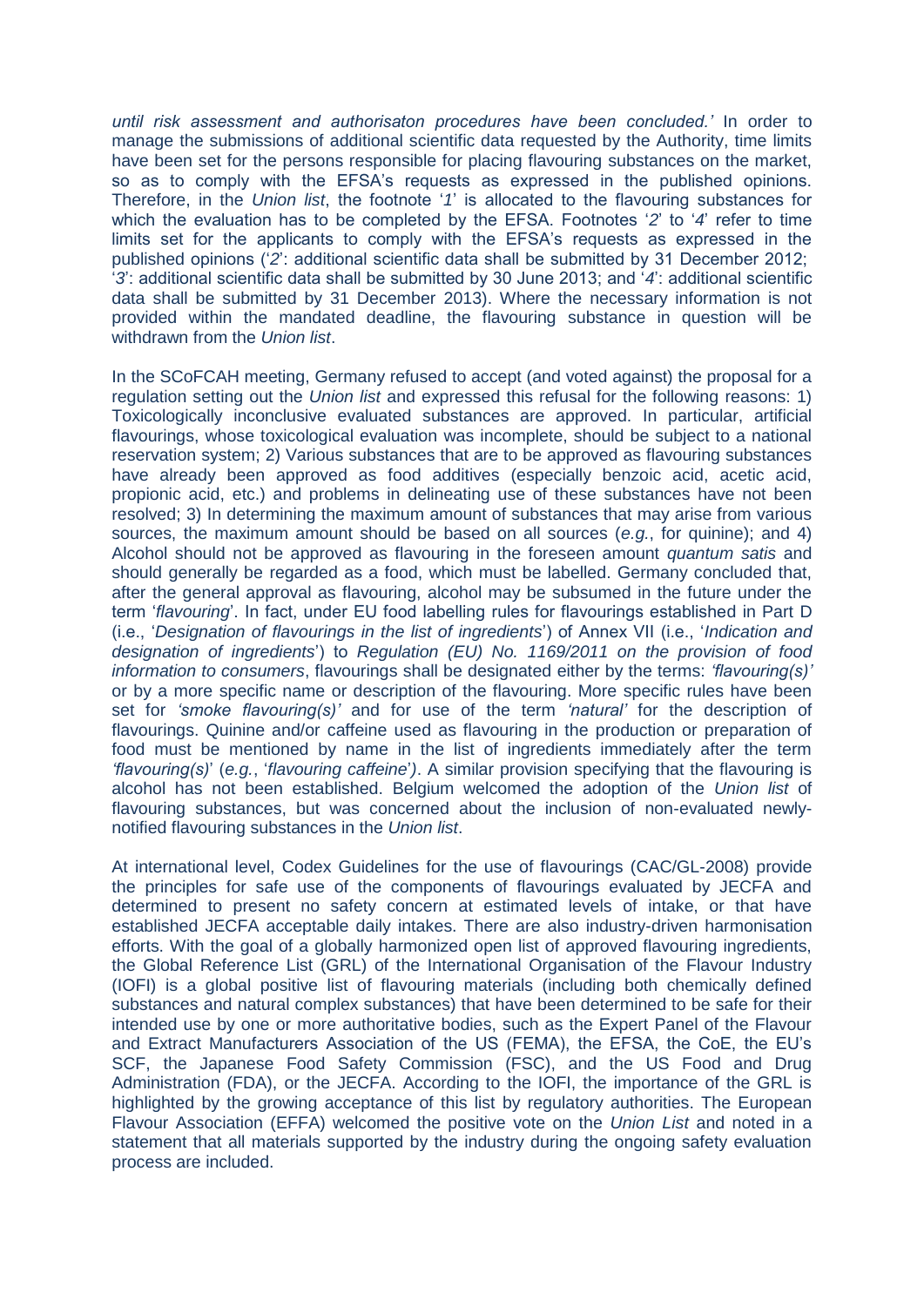*until risk assessment and authorisaton procedures have been concluded.'* In order to manage the submissions of additional scientific data requested by the Authority, time limits have been set for the persons responsible for placing flavouring substances on the market, so as to comply with the EFSA's requests as expressed in the published opinions. Therefore, in the *Union list*, the footnote '*1*' is allocated to the flavouring substances for which the evaluation has to be completed by the EFSA. Footnotes '*2*' to '*4*' refer to time limits set for the applicants to comply with the EFSA's requests as expressed in the published opinions ('*2*': additional scientific data shall be submitted by 31 December 2012; '*3*': additional scientific data shall be submitted by 30 June 2013; and '*4*': additional scientific data shall be submitted by 31 December 2013). Where the necessary information is not provided within the mandated deadline, the flavouring substance in question will be withdrawn from the *Union list*.

In the SCoFCAH meeting, Germany refused to accept (and voted against) the proposal for a regulation setting out the *Union list* and expressed this refusal for the following reasons: 1) Toxicologically inconclusive evaluated substances are approved. In particular, artificial flavourings, whose toxicological evaluation was incomplete, should be subject to a national reservation system; 2) Various substances that are to be approved as flavouring substances have already been approved as food additives (especially benzoic acid, acetic acid, propionic acid, etc.) and problems in delineating use of these substances have not been resolved; 3) In determining the maximum amount of substances that may arise from various sources, the maximum amount should be based on all sources (*e.g.*, for quinine); and 4) Alcohol should not be approved as flavouring in the foreseen amount *quantum satis* and should generally be regarded as a food, which must be labelled. Germany concluded that, after the general approval as flavouring, alcohol may be subsumed in the future under the term '*flavouring*'. In fact, under EU food labelling rules for flavourings established in Part D (i.e., '*Designation of flavourings in the list of ingredients*') of Annex VII (i.e., '*Indication and designation of ingredients*') to *Regulation (EU) No. 1169/2011 on the provision of food information to consumers*, flavourings shall be designated either by the terms: *'flavouring(s)'* or by a more specific name or description of the flavouring. More specific rules have been set for *'smoke flavouring(s)'* and for use of the term *'natural'* for the description of flavourings. Quinine and/or caffeine used as flavouring in the production or preparation of food must be mentioned by name in the list of ingredients immediately after the term *'flavouring(s)*' (*e.g.*, '*flavouring caffeine*'*)*. A similar provision specifying that the flavouring is alcohol has not been established. Belgium welcomed the adoption of the *Union list* of flavouring substances, but was concerned about the inclusion of non-evaluated newly-notified flavouring substances in the *Union list*.

At international level, Codex Guidelines for the use of flavourings (CAC/GL-2008) provide the principles for safe use of the components of flavourings evaluated by JECFA and determined to present no safety concern at estimated levels of intake, or that have established JECFA acceptable daily intakes. There are also industry-driven harmonisation efforts. With the goal of a globally harmonized open list of approved flavouring ingredients, the Global Reference List (GRL) of the International Organisation of the Flavour Industry (IOFI) is a global positive list of flavouring materials (including both chemically defined substances and natural complex substances) that have been determined to be safe for their intended use by one or more authoritative bodies, such as the Expert Panel of the Flavour and Extract Manufacturers Association of the US (FEMA), the EFSA, the CoE, the EU's SCF, the Japanese Food Safety Commission (FSC), and the US Food and Drug Administration (FDA), or the JECFA. According to the IOFI, the importance of the GRL is highlighted by the growing acceptance of this list by regulatory authorities. The European Flavour Association (EFFA) welcomed the positive vote on the *Union List* and noted in a statement that all materials supported by the industry during the ongoing safety evaluation process are included.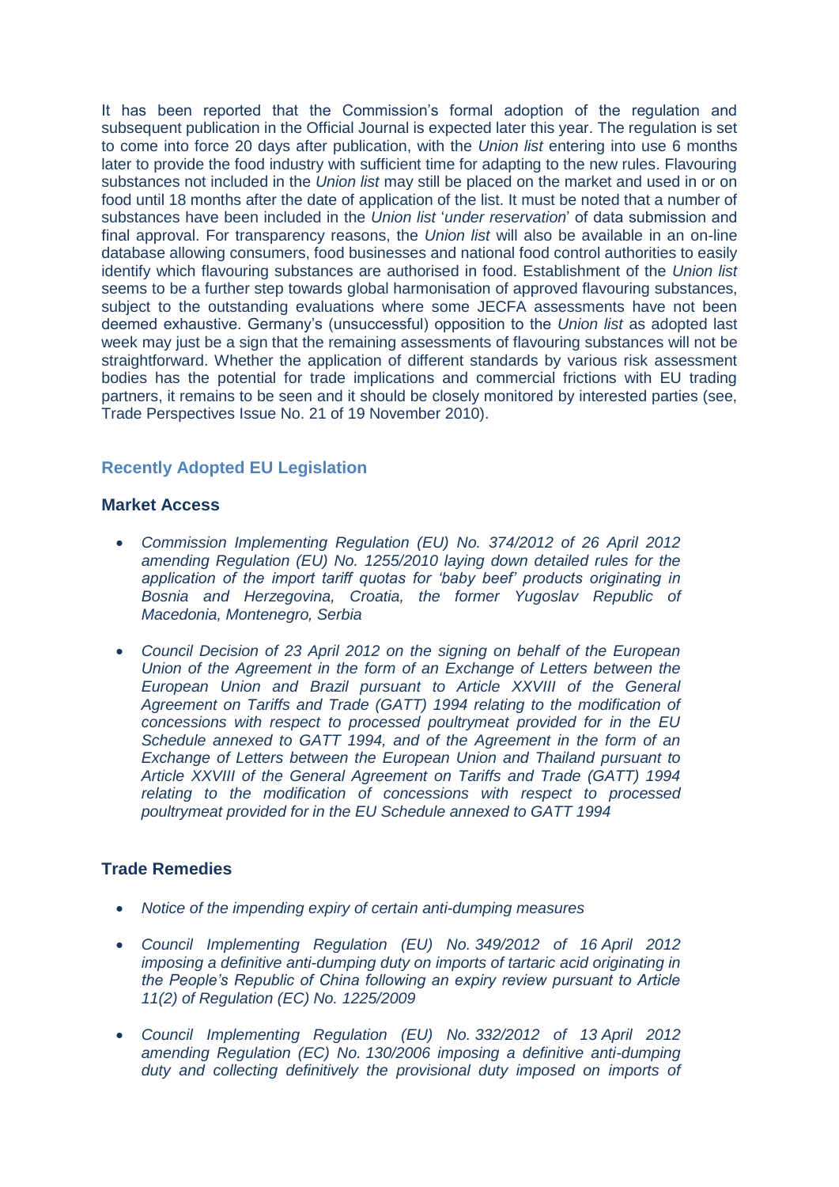It has been reported that the Commission's formal adoption of the regulation and subsequent publication in the Official Journal is expected later this year. The regulation is set to come into force 20 days after publication, with the *Union list* entering into use 6 months later to provide the food industry with sufficient time for adapting to the new rules. Flavouring substances not included in the *Union list* may still be placed on the market and used in or on food until 18 months after the date of application of the list. It must be noted that a number of substances have been included in the *Union list* '*under reservation*' of data submission and final approval. For transparency reasons, the *Union list* will also be available in an on-line database allowing consumers, food businesses and national food control authorities to easily identify which flavouring substances are authorised in food. Establishment of the *Union list* seems to be a further step towards global harmonisation of approved flavouring substances, subject to the outstanding evaluations where some JECFA assessments have not been deemed exhaustive. Germany's (unsuccessful) opposition to the *Union list* as adopted last week may just be a sign that the remaining assessments of flavouring substances will not be straightforward. Whether the application of different standards by various risk assessment bodies has the potential for trade implications and commercial frictions with EU trading partners, it remains to be seen and it should be closely monitored by interested parties (see, Trade Perspectives Issue No. 21 of 19 November 2010).

## Recently Adopted EU Legislation

### Market Access

- *Commission Implementing Regulation (EU) No. 374/2012 of 26 April 2012 amending Regulation (EU) No. 1255/2010 laying down detailed rules for the application of the import tariff quotas for 'baby beef' products originating in Bosnia and Herzegovina, Croatia, the former Yugoslav Republic of Macedonia, Montenegro, Serbia*

- *Council Decision of 23 April 2012 on the signing on behalf of the European Union of the Agreement in the form of an Exchange of Letters between the European Union and Brazil pursuant to Article XXVIII of the General Agreement on Tariffs and Trade (GATT) 1994 relating to the modification of concessions with respect to processed poultrymeat provided for in the EU Schedule annexed to GATT 1994, and of the Agreement in the form of an Exchange of Letters between the European Union and Thailand pursuant to Article XXVIII of the General Agreement on Tariffs and Trade (GATT) 1994 relating to the modification of concessions with respect to processed poultrymeat provided for in the EU Schedule annexed to GATT 1994*

### Trade Remedies

- *Notice of the impending expiry of certain anti-dumping measures*

- *Council Implementing Regulation (EU) No. 349/2012 of 16 April 2012 imposing a definitive anti-dumping duty on imports of tartaric acid originating in the People's Republic of China following an expiry review pursuant to Article 11(2) of Regulation (EC) No. 1225/2009*

- *Council Implementing Regulation (EU) No. 332/2012 of 13 April 2012 amending Regulation (EC) No. 130/2006 imposing a definitive anti-dumping duty and collecting definitively the provisional duty imposed on imports of*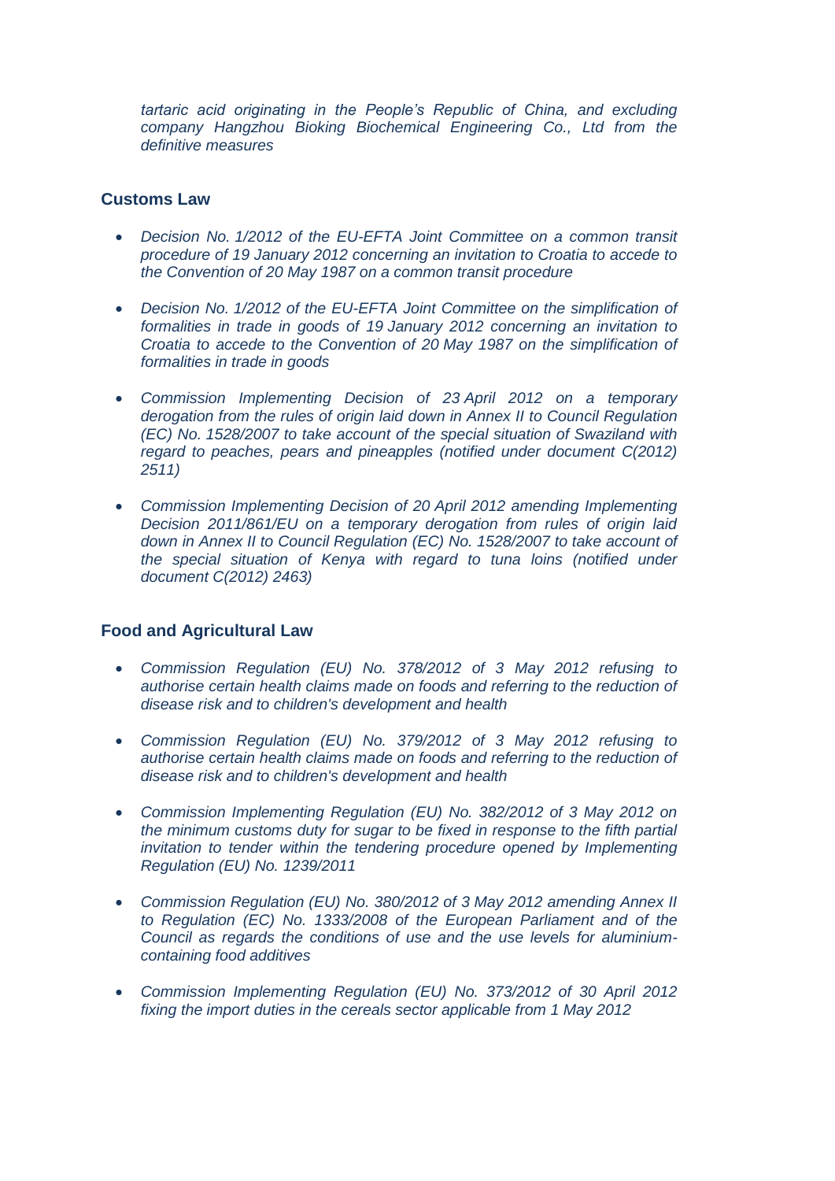*tartaric acid originating in the People's Republic of China, and excluding company Hangzhou Bioking Biochemical Engineering Co., Ltd from the definitive measures*

## Customs Law

- *Decision No. 1/2012 of the EU-EFTA Joint Committee on a common transit procedure of 19 January 2012 concerning an invitation to Croatia to accede to the Convention of 20 May 1987 on a common transit procedure*

- *Decision No. 1/2012 of the EU-EFTA Joint Committee on the simplification of formalities in trade in goods of 19 January 2012 concerning an invitation to Croatia to accede to the Convention of 20 May 1987 on the simplification of formalities in trade in goods*

- *Commission Implementing Decision of 23 April 2012 on a temporary derogation from the rules of origin laid down in Annex II to Council Regulation (EC) No. 1528/2007 to take account of the special situation of Swaziland with regard to peaches, pears and pineapples (notified under document C(2012) 2511)*

- *Commission Implementing Decision of 20 April 2012 amending Implementing Decision 2011/861/EU on a temporary derogation from rules of origin laid down in Annex II to Council Regulation (EC) No. 1528/2007 to take account of the special situation of Kenya with regard to tuna loins (notified under document C(2012) 2463)*

## Food and Agricultural Law

- *Commission Regulation (EU) No. 378/2012 of 3 May 2012 refusing to authorise certain health claims made on foods and referring to the reduction of disease risk and to children's development and health*

- *Commission Regulation (EU) No. 379/2012 of 3 May 2012 refusing to authorise certain health claims made on foods and referring to the reduction of disease risk and to children's development and health*

- *Commission Implementing Regulation (EU) No. 382/2012 of 3 May 2012 on the minimum customs duty for sugar to be fixed in response to the fifth partial invitation to tender within the tendering procedure opened by Implementing Regulation (EU) No. 1239/2011*

- *Commission Regulation (EU) No. 380/2012 of 3 May 2012 amending Annex II to Regulation (EC) No. 1333/2008 of the European Parliament and of the Council as regards the conditions of use and the use levels for aluminium-containing food additives*

- *Commission Implementing Regulation (EU) No. 373/2012 of 30 April 2012 fixing the import duties in the cereals sector applicable from 1 May 2012*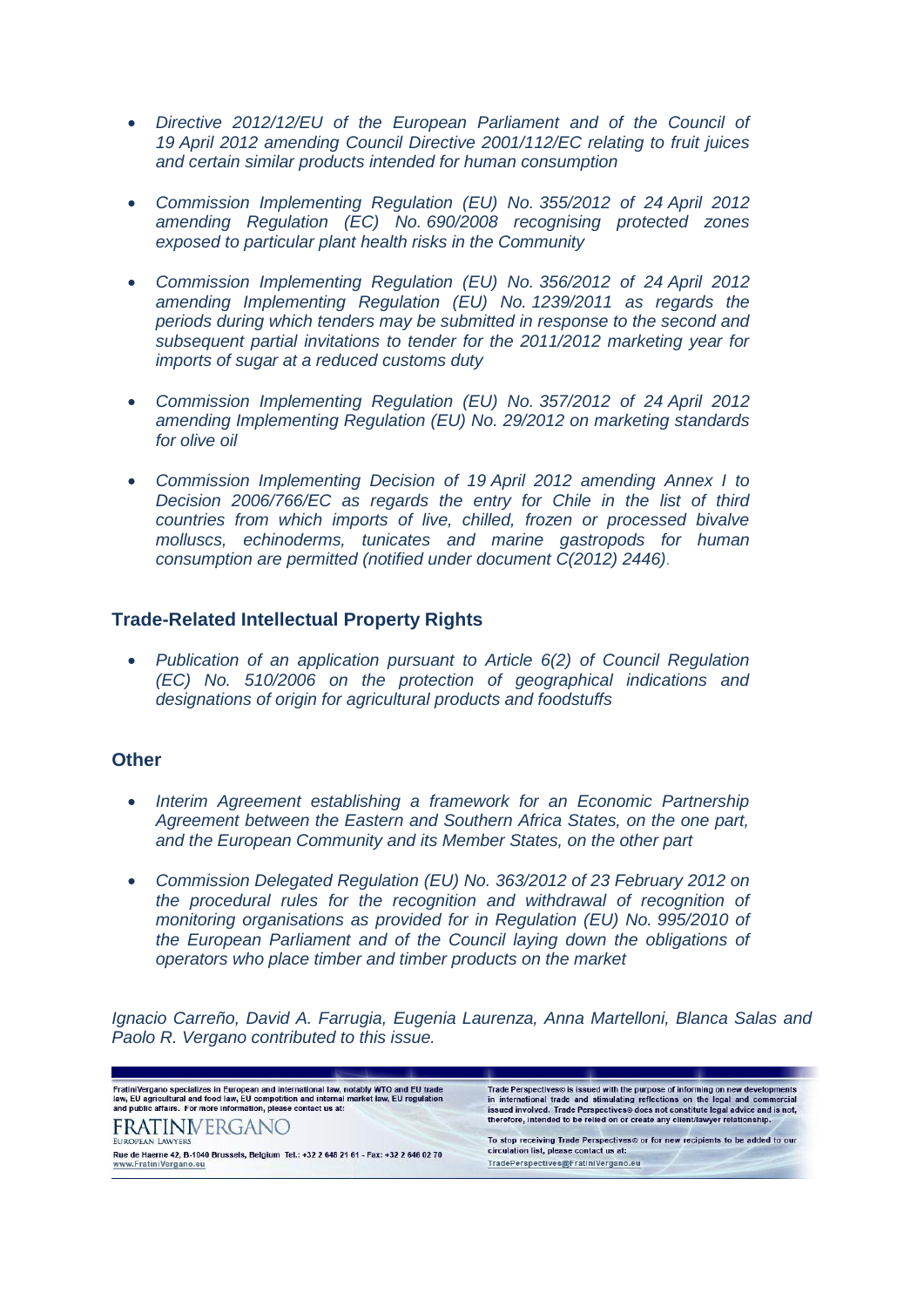- *Directive 2012/12/EU of the European Parliament and of the Council of 19 April 2012 amending Council Directive 2001/112/EC relating to fruit juices and certain similar products intended for human consumption*

- *Commission Implementing Regulation (EU) No. 355/2012 of 24 April 2012 amending Regulation (EC) No. 690/2008 recognising protected zones exposed to particular plant health risks in the Community*

- *Commission Implementing Regulation (EU) No. 356/2012 of 24 April 2012 amending Implementing Regulation (EU) No. 1239/2011 as regards the periods during which tenders may be submitted in response to the second and subsequent partial invitations to tender for the 2011/2012 marketing year for imports of sugar at a reduced customs duty*

- *Commission Implementing Regulation (EU) No. 357/2012 of 24 April 2012 amending Implementing Regulation (EU) No. 29/2012 on marketing standards for olive oil*

- *Commission Implementing Decision of 19 April 2012 amending Annex I to Decision 2006/766/EC as regards the entry for Chile in the list of third countries from which imports of live, chilled, frozen or processed bivalve molluscs, echinoderms, tunicates and marine gastropods for human consumption are permitted (notified under document C(2012) 2446)*.

## Trade-Related Intellectual Property Rights

- *Publication of an application pursuant to Article 6(2) of Council Regulation (EC) No. 510/2006 on the protection of geographical indications and designations of origin for agricultural products and foodstuffs*

## Other

- *Interim Agreement establishing a framework for an Economic Partnership Agreement between the Eastern and Southern Africa States, on the one part, and the European Community and its Member States, on the other part*

- *Commission Delegated Regulation (EU) No. 363/2012 of 23 February 2012 on the procedural rules for the recognition and withdrawal of recognition of monitoring organisations as provided for in Regulation (EU) No. 995/2010 of the European Parliament and of the Council laying down the obligations of operators who place timber and timber products on the market*

*Ignacio Carreño, David A. Farrugia, Eugenia Laurenza, Anna Martelloni, Blanca Salas and Paolo R. Vergano contributed to this issue.*

FratiniVergano specializes in European and international law, notably WTO and EU trade law, EU agricultural and food law, EU competition and internal market law, EU regulation and public affairs. For more information, please contact us at:

FRATINIVERGANO
EUROPEAN LAWYERS

Rue de Haerne 42, B-1040 Brussels, Belgium Tel.: +32 2 648 21 61 - Fax: +32 2 646 02 70
www.FratiniVergano.eu

Trade Perspectives© is issued with the purpose of informing on new developments in international trade and stimulating reflections on the legal and commercial issued involved. Trade Perspectives© does not constitute legal advice and is not, therefore, intended to be relied on or create any client/lawyer relationship.

To stop receiving Trade Perspectives© or for new recipients to be added to our circulation list, please contact us at:
TradePerspectives@FratiniVergano.eu